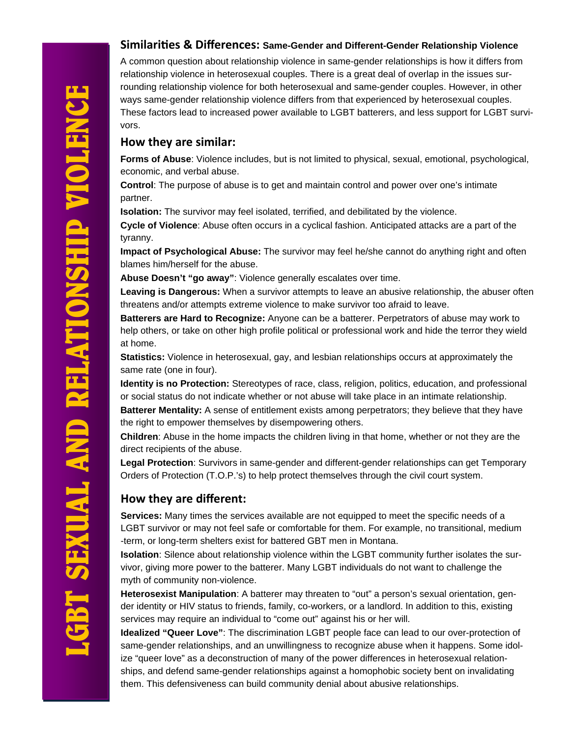# LGBT SEXUAL AND RELATIONSHIP VIOLENCE

## Similarities & Differences: Same-Gender and Different-Gender Relationship Violence

A common question about relationship violence in same-gender relationships is how it differs from relationship violence in heterosexual couples. There is a great deal of overlap in the issues surrounding relationship violence for both heterosexual and same-gender couples. However, in other ways same-gender relationship violence differs from that experienced by heterosexual couples. These factors lead to increased power available to LGBT batterers, and less support for LGBT survivors.

### How they are similar:

**Forms of Abuse**: Violence includes, but is not limited to physical, sexual, emotional, psychological, economic, and verbal abuse.

**Control**: The purpose of abuse is to get and maintain control and power over one's intimate partner.

**Isolation:** The survivor may feel isolated, terrified, and debilitated by the violence.

**Cycle of Violence**: Abuse often occurs in a cyclical fashion. Anticipated attacks are a part of the tyranny.

**Impact of Psychological Abuse:** The survivor may feel he/she cannot do anything right and often blames him/herself for the abuse.

**Abuse Doesn't "go away"**: Violence generally escalates over time.

**Leaving is Dangerous:** When a survivor attempts to leave an abusive relationship, the abuser often threatens and/or attempts extreme violence to make survivor too afraid to leave.

**Batterers are Hard to Recognize:** Anyone can be a batterer. Perpetrators of abuse may work to help others, or take on other high profile political or professional work and hide the terror they wield at home.

**Statistics:** Violence in heterosexual, gay, and lesbian relationships occurs at approximately the same rate (one in four).

**Identity is no Protection:** Stereotypes of race, class, religion, politics, education, and professional or social status do not indicate whether or not abuse will take place in an intimate relationship.

**Batterer Mentality:** A sense of entitlement exists among perpetrators; they believe that they have the right to empower themselves by disempowering others.

**Children**: Abuse in the home impacts the children living in that home, whether or not they are the direct recipients of the abuse.

**Legal Protection**: Survivors in same-gender and different-gender relationships can get Temporary Orders of Protection (T.O.P.'s) to help protect themselves through the civil court system.

### How they are different:

**Services:** Many times the services available are not equipped to meet the specific needs of a LGBT survivor or may not feel safe or comfortable for them. For example, no transitional, medium-term, or long-term shelters exist for battered GBT men in Montana.

**Isolation**: Silence about relationship violence within the LGBT community further isolates the survivor, giving more power to the batterer. Many LGBT individuals do not want to challenge the myth of community non-violence.

**Heterosexist Manipulation**: A batterer may threaten to "out" a person's sexual orientation, gender identity or HIV status to friends, family, co-workers, or a landlord. In addition to this, existing services may require an individual to "come out" against his or her will.

**Idealized "Queer Love"**: The discrimination LGBT people face can lead to our over-protection of same-gender relationships, and an unwillingness to recognize abuse when it happens. Some idolize "queer love" as a deconstruction of many of the power differences in heterosexual relationships, and defend same-gender relationships against a homophobic society bent on invalidating them. This defensiveness can build community denial about abusive relationships.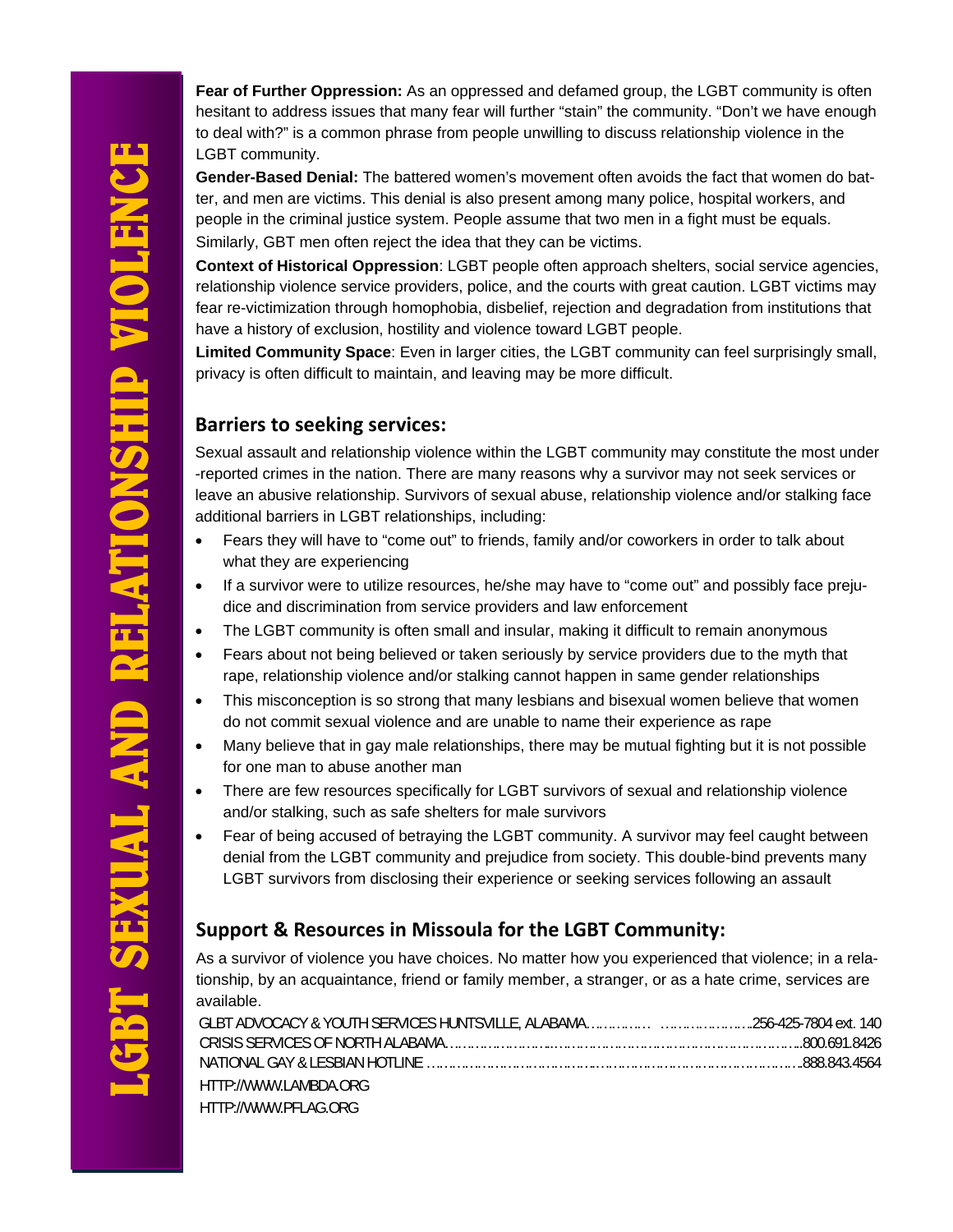# LGBT SEXUAL AND RELATIONSHIP VIOLENCE

**Fear of Further Oppression:** As an oppressed and defamed group, the LGBT community is often hesitant to address issues that many fear will further "stain" the community. "Don't we have enough to deal with?" is a common phrase from people unwilling to discuss relationship violence in the LGBT community.

**Gender-Based Denial:** The battered women's movement often avoids the fact that women do batter, and men are victims. This denial is also present among many police, hospital workers, and people in the criminal justice system. People assume that two men in a fight must be equals. Similarly, GBT men often reject the idea that they can be victims.

**Context of Historical Oppression**: LGBT people often approach shelters, social service agencies, relationship violence service providers, police, and the courts with great caution. LGBT victims may fear re-victimization through homophobia, disbelief, rejection and degradation from institutions that have a history of exclusion, hostility and violence toward LGBT people.

**Limited Community Space**: Even in larger cities, the LGBT community can feel surprisingly small, privacy is often difficult to maintain, and leaving may be more difficult.

## Barriers to seeking services:

Sexual assault and relationship violence within the LGBT community may constitute the most under-reported crimes in the nation. There are many reasons why a survivor may not seek services or leave an abusive relationship. Survivors of sexual abuse, relationship violence and/or stalking face additional barriers in LGBT relationships, including:

- Fears they will have to "come out" to friends, family and/or coworkers in order to talk about what they are experiencing
- If a survivor were to utilize resources, he/she may have to "come out" and possibly face prejudice and discrimination from service providers and law enforcement
- The LGBT community is often small and insular, making it difficult to remain anonymous
- Fears about not being believed or taken seriously by service providers due to the myth that rape, relationship violence and/or stalking cannot happen in same gender relationships
- This misconception is so strong that many lesbians and bisexual women believe that women do not commit sexual violence and are unable to name their experience as rape
- Many believe that in gay male relationships, there may be mutual fighting but it is not possible for one man to abuse another man
- There are few resources specifically for LGBT survivors of sexual and relationship violence and/or stalking, such as safe shelters for male survivors
- Fear of being accused of betraying the LGBT community. A survivor may feel caught between denial from the LGBT community and prejudice from society. This double-bind prevents many LGBT survivors from disclosing their experience or seeking services following an assault

## Support & Resources in Missoula for the LGBT Community:

As a survivor of violence you have choices. No matter how you experienced that violence; in a relationship, by an acquaintance, friend or family member, a stranger, or as a hate crime, services are available.

GLBT ADVOCACY & YOUTH SERVICES HUNTSVILLE, ALABAMA……………………………256-425-7804 ext. 140

CRISIS SERVICES OF NORTH ALABAMA……………………………………………………800.691.8426

NATIONAL GAY & LESBIAN HOTLINE ……………………………………………………888.843.4564

HTTP://WWW.LAMBDA.ORG

HTTP://WWW.PFLAG.ORG